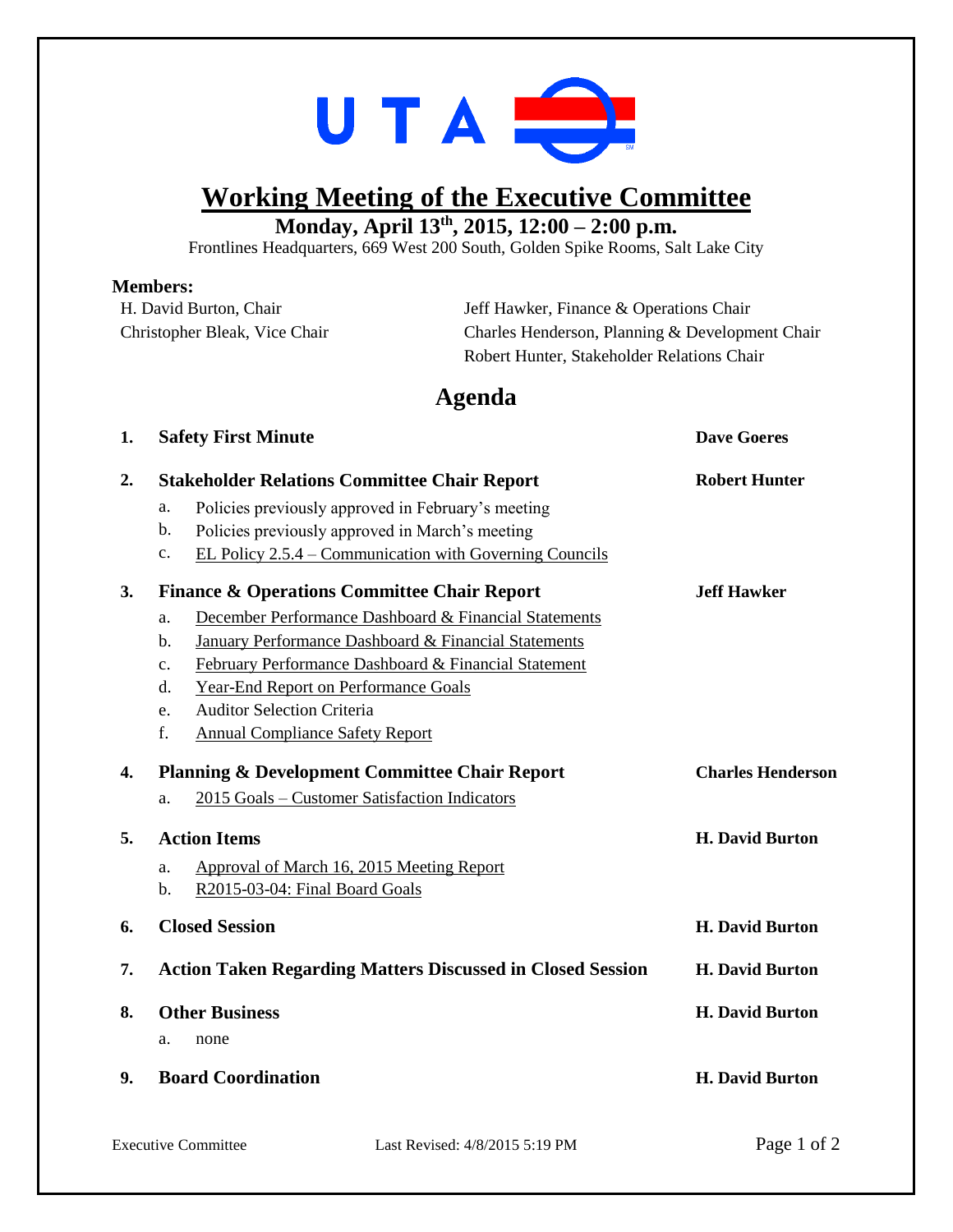# Working Meeting of the Executive Committee

**Monday, April 13th, 2015, 12:00 – 2:00 p.m.**

Frontlines Headquarters, 669 West 200 South, Golden Spike Rooms, Salt Lake City

**Members:**

H. David Burton, Chair
Christopher Bleak, Vice Chair
Jeff Hawker, Finance & Operations Chair
Charles Henderson, Planning & Development Chair
Robert Hunter, Stakeholder Relations Chair

## Agenda

1. **Safety First Minute** — **Dave Goeres**

2. **Stakeholder Relations Committee Chair Report** — **Robert Hunter**
   a. Policies previously approved in February's meeting
   b. Policies previously approved in March's meeting
   c. EL Policy 2.5.4 – Communication with Governing Councils

3. **Finance & Operations Committee Chair Report** — **Jeff Hawker**
   a. December Performance Dashboard & Financial Statements
   b. January Performance Dashboard & Financial Statements
   c. February Performance Dashboard & Financial Statement
   d. Year-End Report on Performance Goals
   e. Auditor Selection Criteria
   f. Annual Compliance Safety Report

4. **Planning & Development Committee Chair Report** — **Charles Henderson**
   a. 2015 Goals – Customer Satisfaction Indicators

5. **Action Items** — **H. David Burton**
   a. Approval of March 16, 2015 Meeting Report
   b. R2015-03-04: Final Board Goals

6. **Closed Session** — **H. David Burton**

7. **Action Taken Regarding Matters Discussed in Closed Session** — **H. David Burton**

8. **Other Business** — **H. David Burton**
   a. none

9. **Board Coordination** — **H. David Burton**

Executive Committee — Last Revised: 4/8/2015 5:19 PM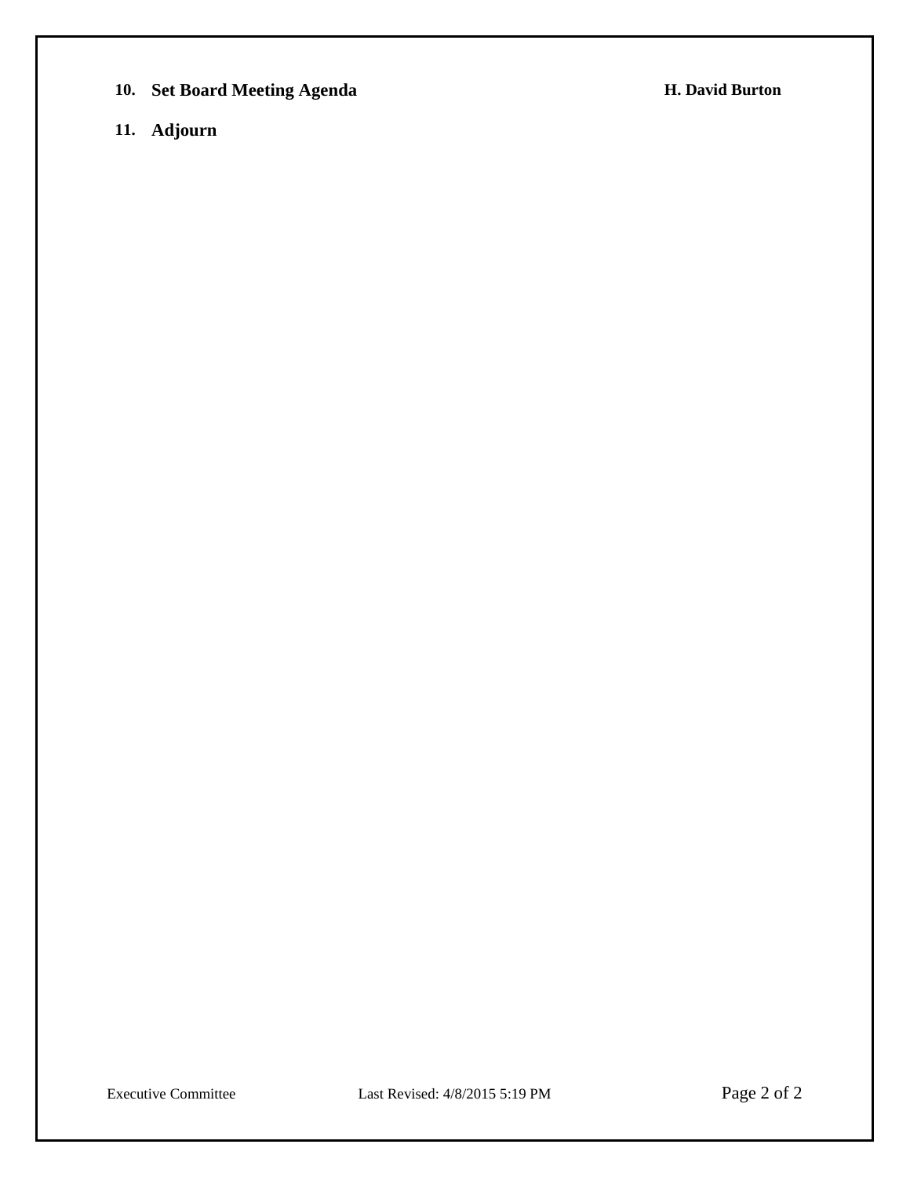10. **Set Board Meeting Agenda** **H. David Burton**

11. **Adjourn**